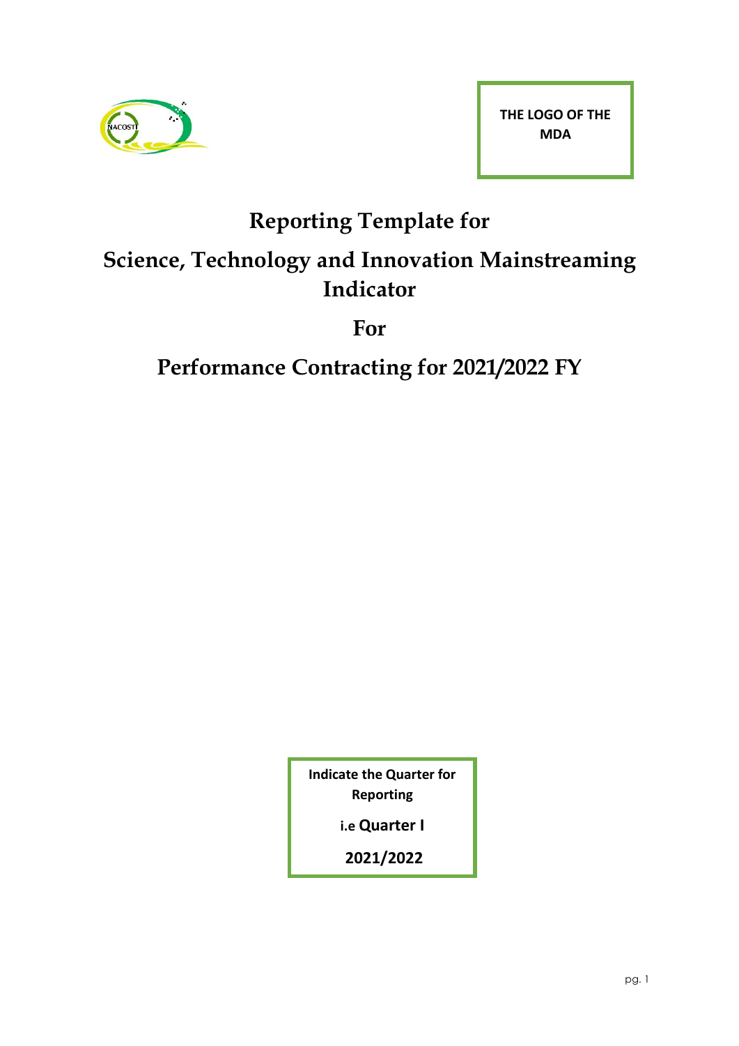THE LOGO OF THE MDA

# Reporting Template for

# Science, Technology and Innovation Mainstreaming Indicator

# For

# Performance Contracting for 2021/2022 FY

**Indicate the Quarter for Reporting**

**i.e Quarter I**

**2021/2022**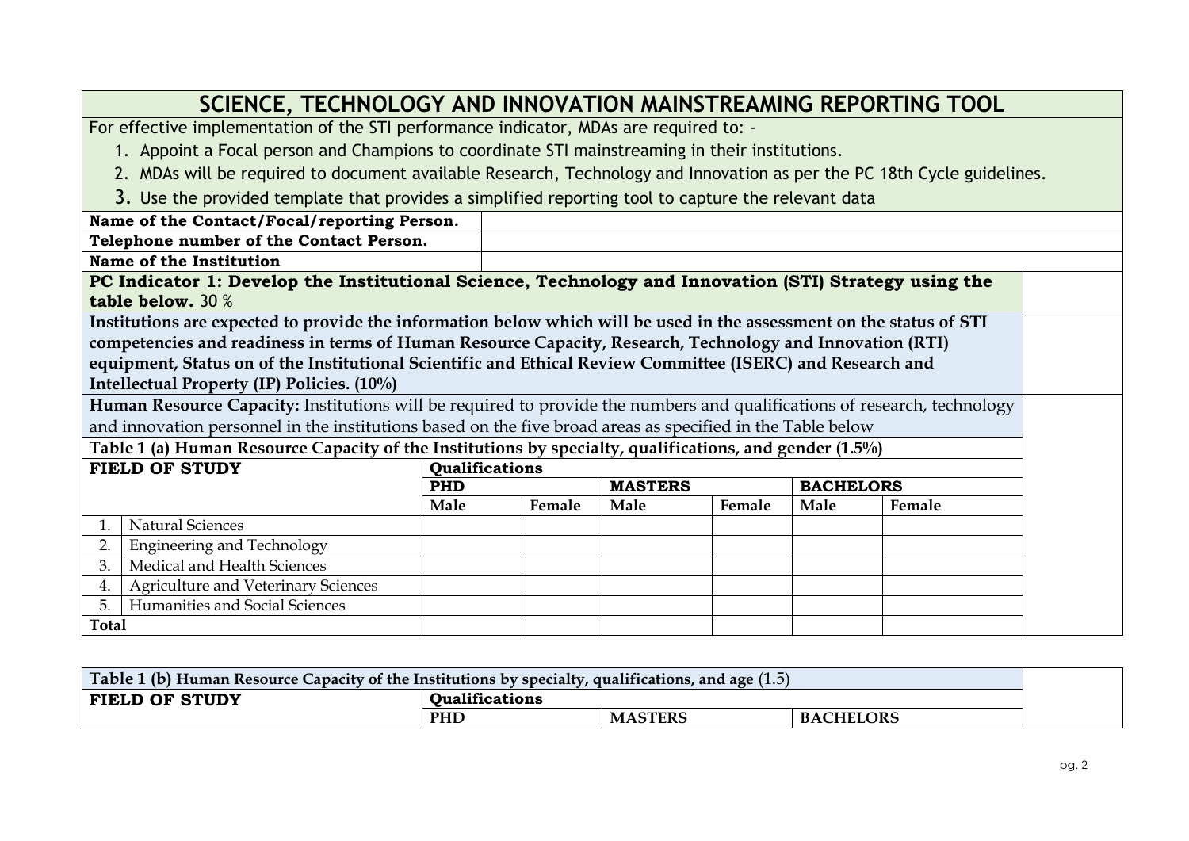# SCIENCE, TECHNOLOGY AND INNOVATION MAINSTREAMING REPORTING TOOL

For effective implementation of the STI performance indicator, MDAs are required to: -

1. Appoint a Focal person and Champions to coordinate STI mainstreaming in their institutions.
2. MDAs will be required to document available Research, Technology and Innovation as per the PC 18th Cycle guidelines.
3. Use the provided template that provides a simplified reporting tool to capture the relevant data

| | |
|---|---|
| **Name of the Contact/Focal/reporting Person.** | |
| **Telephone number of the Contact Person.** | |
| **Name of the Institution** | |

**PC Indicator 1: Develop the Institutional Science, Technology and Innovation (STI) Strategy using the table below.** 30 %

**Institutions are expected to provide the information below which will be used in the assessment on the status of STI competencies and readiness in terms of Human Resource Capacity, Research, Technology and Innovation (RTI) equipment, Status on of the Institutional Scientific and Ethical Review Committee (ISERC) and Research and Intellectual Property (IP) Policies. (10%)**

**Human Resource Capacity:** Institutions will be required to provide the numbers and qualifications of research, technology and innovation personnel in the institutions based on the five broad areas as specified in the Table below

**Table 1 (a) Human Resource Capacity of the Institutions by specialty, qualifications, and gender (1.5%)**

| FIELD OF STUDY | | Qualifications | | | | | |
|---|---|---|---|---|---|---|---|
| | | PHD | | MASTERS | | BACHELORS | |
| | | Male | Female | Male | Female | Male | Female |
| 1. | Natural Sciences | | | | | | |
| 2. | Engineering and Technology | | | | | | |
| 3. | Medical and Health Sciences | | | | | | |
| 4. | Agriculture and Veterinary Sciences | | | | | | |
| 5. | Humanities and Social Sciences | | | | | | |
| **Total** | | | | | | | |

**Table 1 (b) Human Resource Capacity of the Institutions by specialty, qualifications, and age** (1.5)

| FIELD OF STUDY | Qualifications | | |
|---|---|---|---|
| | PHD | MASTERS | BACHELORS |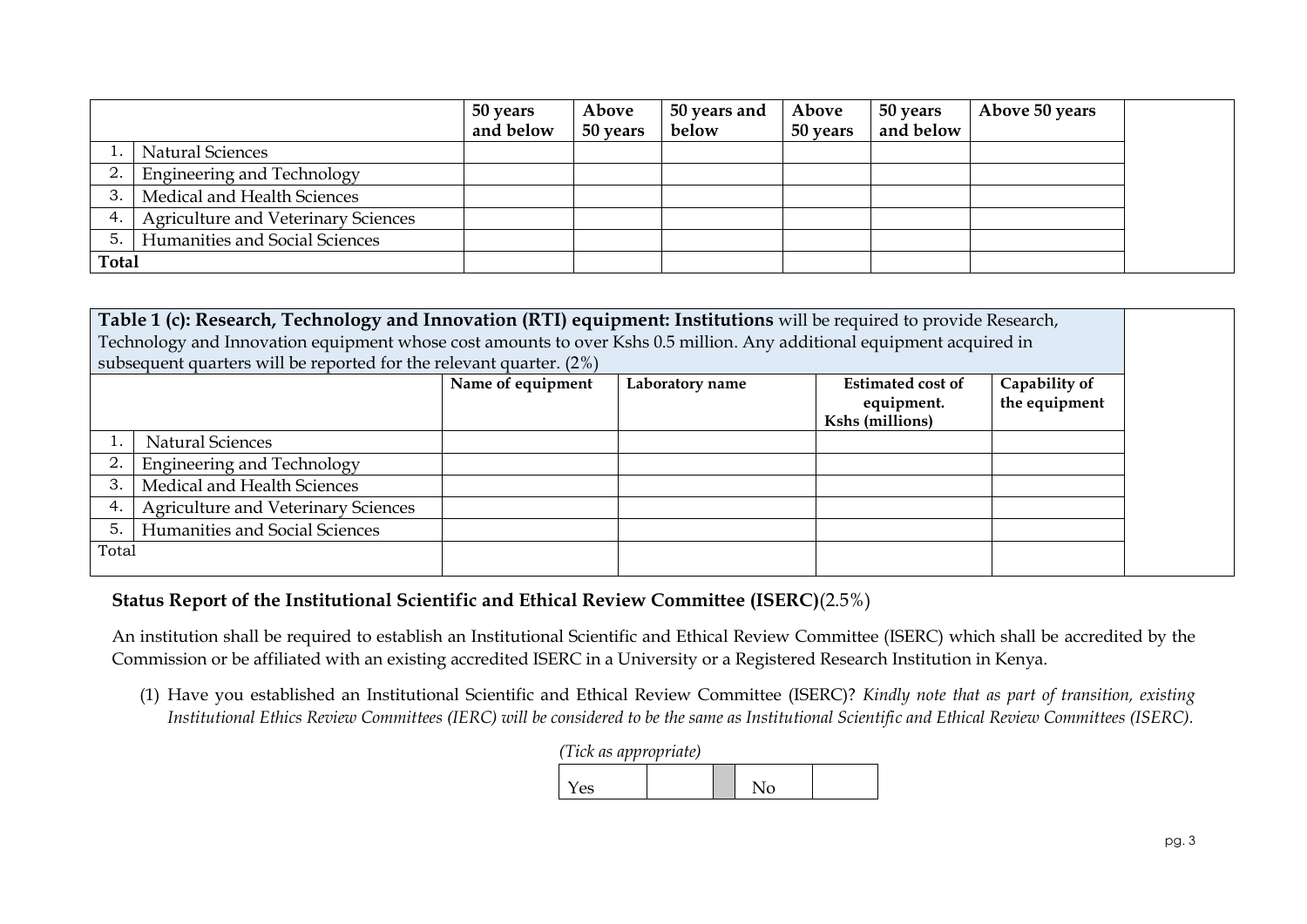| | | 50 years and below | Above 50 years | 50 years and below | Above 50 years | 50 years and below | Above 50 years | |
|---|---|---|---|---|---|---|---|---|
| 1. | Natural Sciences | | | | | | | |
| 2. | Engineering and Technology | | | | | | | |
| 3. | Medical and Health Sciences | | | | | | | |
| 4. | Agriculture and Veterinary Sciences | | | | | | | |
| 5. | Humanities and Social Sciences | | | | | | | |
| **Total** | | | | | | | | |

| **Table 1 (c): Research, Technology and Innovation (RTI) equipment: Institutions** will be required to provide Research, Technology and Innovation equipment whose cost amounts to over Kshs 0.5 million. Any additional equipment acquired in subsequent quarters will be reported for the relevant quarter. (2%) | | | | | | |
|---|---|---|---|---|---|---|
| | | **Name of equipment** | **Laboratory name** | **Estimated cost of equipment. Kshs (millions)** | **Capability of the equipment** | |
| 1. | Natural Sciences | | | | | |
| 2. | Engineering and Technology | | | | | |
| 3. | Medical and Health Sciences | | | | | |
| 4. | Agriculture and Veterinary Sciences | | | | | |
| 5. | Humanities and Social Sciences | | | | | |
| Total | | | | | | |

**Status Report of the Institutional Scientific and Ethical Review Committee (ISERC)**(2.5%)

An institution shall be required to establish an Institutional Scientific and Ethical Review Committee (ISERC) which shall be accredited by the Commission or be affiliated with an existing accredited ISERC in a University or a Registered Research Institution in Kenya.

(1) Have you established an Institutional Scientific and Ethical Review Committee (ISERC)? *Kindly note that as part of transition, existing Institutional Ethics Review Committees (IERC) will be considered to be the same as Institutional Scientific and Ethical Review Committees (ISERC).*

*(Tick as appropriate)*

| Yes | | | No | |
|---|---|---|---|---|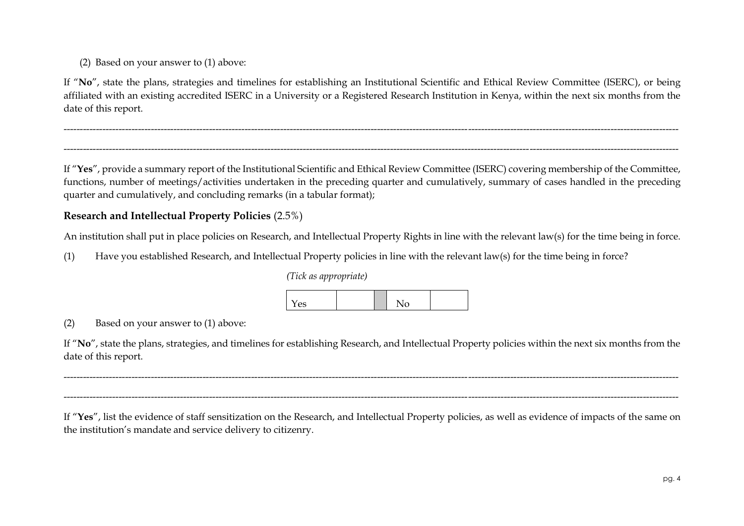(2) Based on your answer to (1) above:

If "**No**", state the plans, strategies and timelines for establishing an Institutional Scientific and Ethical Review Committee (ISERC), or being affiliated with an existing accredited ISERC in a University or a Registered Research Institution in Kenya, within the next six months from the date of this report.

------------------------------------------------------------------------------------------------------------------------------------------------------------------------------------

------------------------------------------------------------------------------------------------------------------------------------------------------------------------------------

If "**Yes**", provide a summary report of the Institutional Scientific and Ethical Review Committee (ISERC) covering membership of the Committee, functions, number of meetings/activities undertaken in the preceding quarter and cumulatively, summary of cases handled in the preceding quarter and cumulatively, and concluding remarks (in a tabular format);

**Research and Intellectual Property Policies** (2.5%)

An institution shall put in place policies on Research, and Intellectual Property Rights in line with the relevant law(s) for the time being in force.

(1) Have you established Research, and Intellectual Property policies in line with the relevant law(s) for the time being in force?

*(Tick as appropriate)*

| Yes | | | No | |
|---|---|---|---|---|

(2) Based on your answer to (1) above:

If "**No**", state the plans, strategies, and timelines for establishing Research, and Intellectual Property policies within the next six months from the date of this report.

------------------------------------------------------------------------------------------------------------------------------------------------------------------------------------

------------------------------------------------------------------------------------------------------------------------------------------------------------------------------------

If "**Yes**", list the evidence of staff sensitization on the Research, and Intellectual Property policies, as well as evidence of impacts of the same on the institution's mandate and service delivery to citizenry.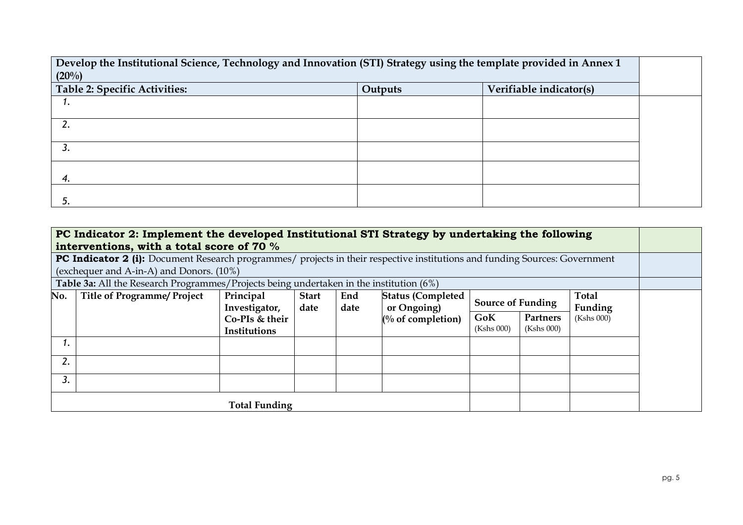| Develop the Institutional Science, Technology and Innovation (STI) Strategy using the template provided in Annex 1 (20%) | | | |
|---|---|---|---|
| **Table 2: Specific Activities:** | **Outputs** | **Verifiable indicator(s)** | |
| *1.* | | | |
| *2.* | | | |
| *3.* | | | |
| *4.* | | | |
| *5.* | | | |

| **PC Indicator 2: Implement the developed Institutional STI Strategy by undertaking the following interventions, with a total score of 70 %** | | | | | | | | | |
|---|---|---|---|---|---|---|---|---|---|
| **PC Indicator 2 (i):** Document Research programmes/ projects in their respective institutions and funding Sources: Government (exchequer and A-in-A) and Donors. (10%) | | | | | | | | | |
| **Table 3a:** All the Research Programmes/Projects being undertaken in the institution (6%) | | | | | | | | | |
| **No.** | **Title of Programme/ Project** | **Principal Investigator, Co-PIs & their Institutions** | **Start date** | **End date** | **Status (Completed or Ongoing) (% of completion)** | **Source of Funding** | | **Total Funding** (Kshs 000) | |
| | | | | | | **GoK** (Kshs 000) | **Partners** (Kshs 000) | | |
| *1.* | | | | | | | | | |
| *2.* | | | | | | | | | |
| *3.* | | | | | | | | | |
| **Total Funding** | | | | | | | | | |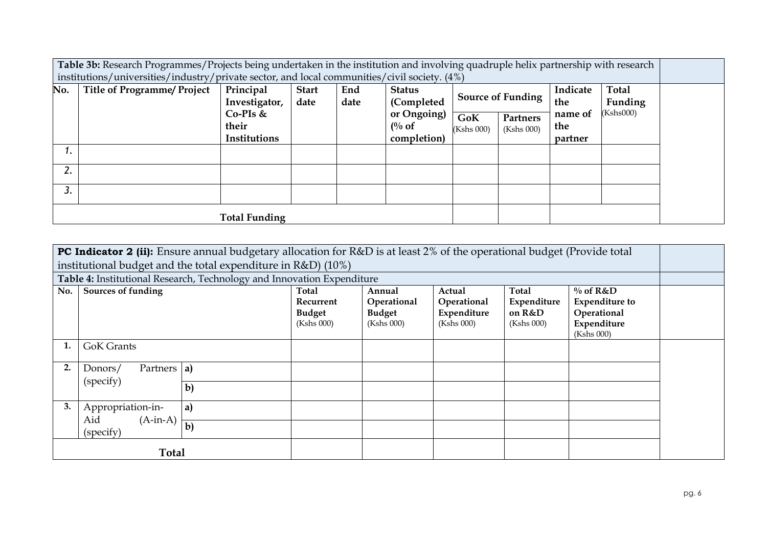| **Table 3b:** Research Programmes/Projects being undertaken in the institution and involving quadruple helix partnership with research institutions/universities/industry/private sector, and local communities/civil society. (4%) | | | | | | | | | | |
|---|---|---|---|---|---|---|---|---|---|---|
| **No.** | **Title of Programme/ Project** | **Principal Investigator, Co-PIs & their Institutions** | **Start date** | **End date** | **Status (Completed or Ongoing) (% of completion)** | **Source of Funding** | | **Indicate the name of the partner** | **Total Funding** (Kshs000) | |
| | | | | | | **GoK** (Kshs 000) | **Partners** (Kshs 000) | | | |
| *1.* | | | | | | | | | | |
| *2.* | | | | | | | | | | |
| *3.* | | | | | | | | | | |
| | | **Total Funding** | | | | | | | | |

| **PC Indicator 2 (ii):** Ensure annual budgetary allocation for R&D is at least 2% of the operational budget (Provide total institutional budget and the total expenditure in R&D) (10%) | | | | | | | | |
|---|---|---|---|---|---|---|---|---|
| **Table 4:** Institutional Research, Technology and Innovation Expenditure | | | | | | | | |
| **No.** | **Sources of funding** | | **Total Recurrent Budget** (Kshs 000) | **Annual Operational Budget** (Kshs 000) | **Actual Operational Expenditure** (Kshs 000) | **Total Expenditure on R&D** (Kshs 000) | **% of R&D Expenditure to Operational Expenditure** (Kshs 000) | |
| **1.** | GoK Grants | | | | | | | |
| **2.** | Donors/ Partners (specify) | **a)** | | | | | | |
| | | **b)** | | | | | | |
| **3.** | Appropriation-in-Aid (A-in-A) (specify) | **a)** | | | | | | |
| | | **b)** | | | | | | |
| | **Total** | | | | | | | |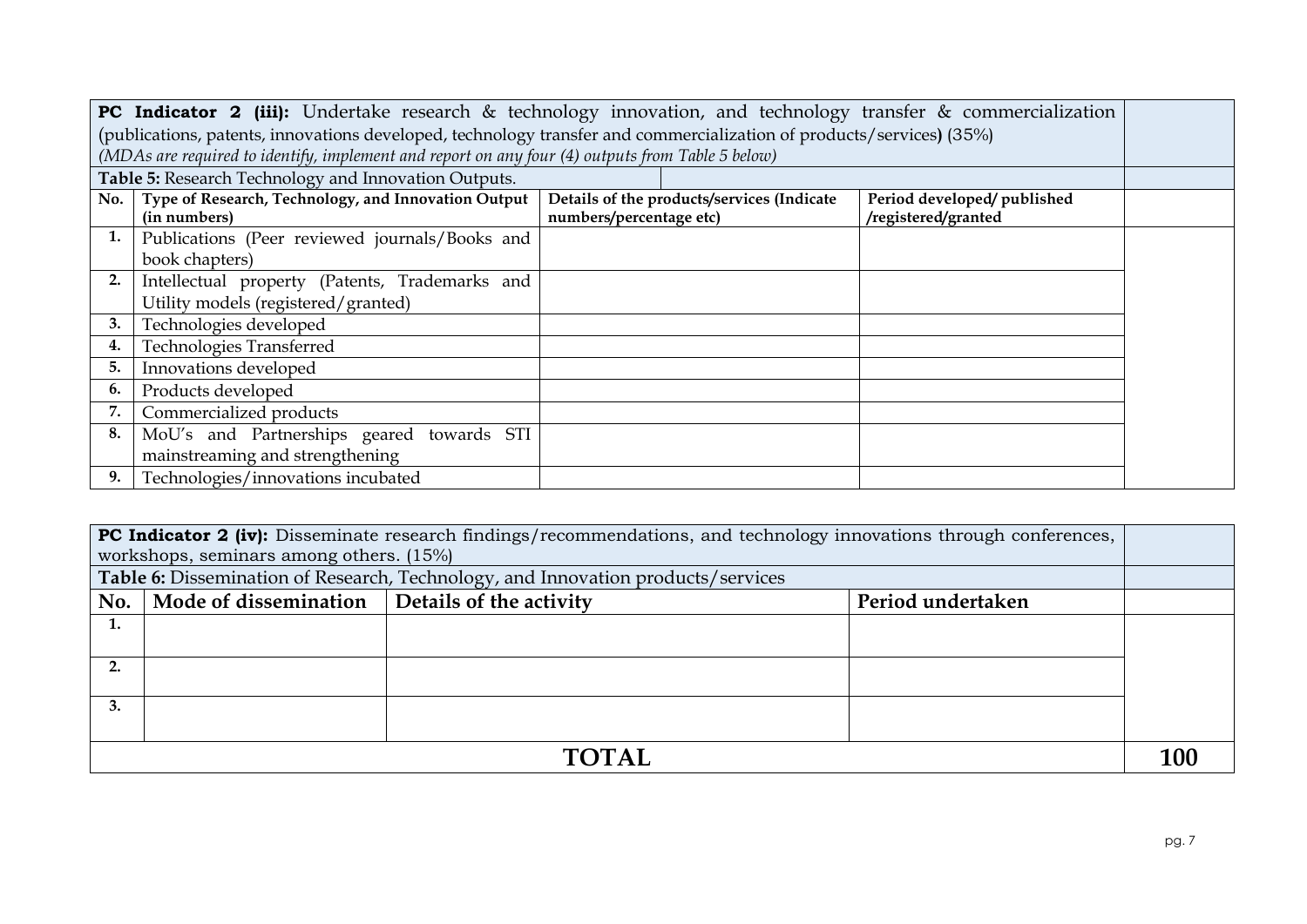| **PC Indicator 2 (iii):** Undertake research & technology innovation, and technology transfer & commercialization (publications, patents, innovations developed, technology transfer and commercialization of products/services) (35%) *(MDAs are required to identify, implement and report on any four (4) outputs from Table 5 below)* | | | | |
|---|---|---|---|---|
| **Table 5:** Research Technology and Innovation Outputs. | | | | |
| **No.** | **Type of Research, Technology, and Innovation Output (in numbers)** | **Details of the products/services (Indicate numbers/percentage etc)** | **Period developed/ published /registered/granted** | |
| **1.** | Publications (Peer reviewed journals/Books and book chapters) | | | |
| **2.** | Intellectual property (Patents, Trademarks and Utility models (registered/granted) | | | |
| **3.** | Technologies developed | | | |
| **4.** | Technologies Transferred | | | |
| **5.** | Innovations developed | | | |
| **6.** | Products developed | | | |
| **7.** | Commercialized products | | | |
| **8.** | MoU's and Partnerships geared towards STI mainstreaming and strengthening | | | |
| **9.** | Technologies/innovations incubated | | | |

| **PC Indicator 2 (iv):** Disseminate research findings/recommendations, and technology innovations through conferences, workshops, seminars among others. (15%) | | | | |
|---|---|---|---|---|
| **Table 6:** Dissemination of Research, Technology, and Innovation products/services | | | | |
| **No.** | **Mode of dissemination** | **Details of the activity** | **Period undertaken** | |
| **1.** | | | | |
| **2.** | | | | |
| **3.** | | | | |
| **TOTAL** | | | | **100** |